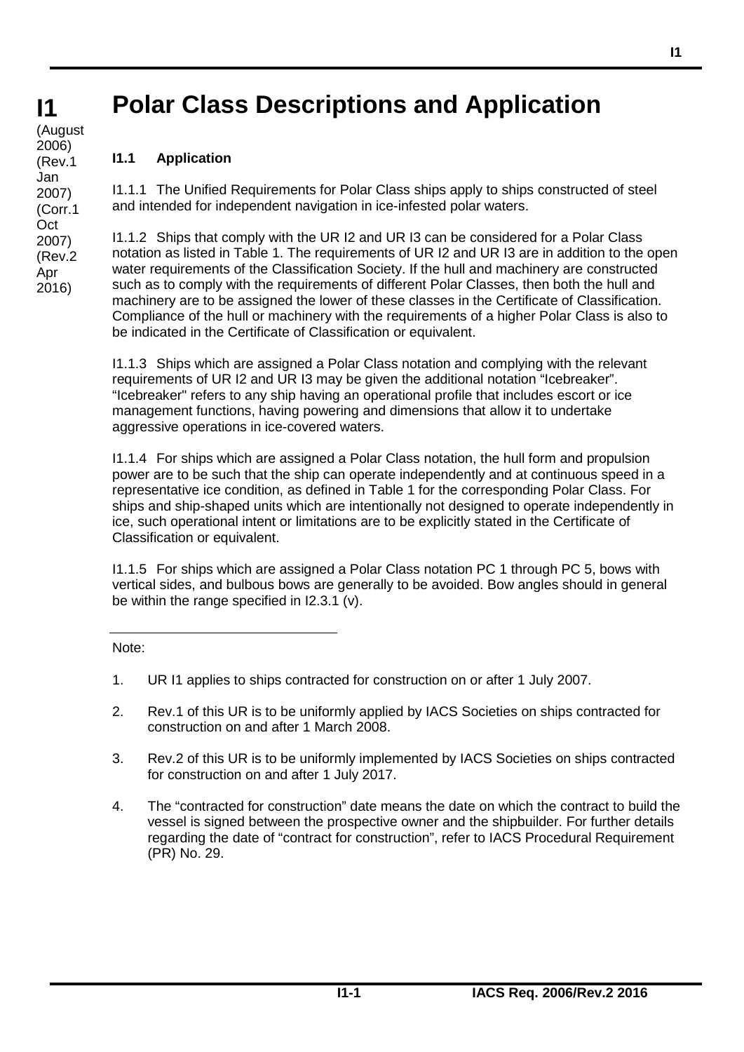# I1 Polar Class Descriptions and Application

(August 2006) (Rev.1 Jan 2007) (Corr.1 Oct 2007) (Rev.2 Apr 2016)

## I1.1 Application

I1.1.1 The Unified Requirements for Polar Class ships apply to ships constructed of steel and intended for independent navigation in ice-infested polar waters.

I1.1.2 Ships that comply with the UR I2 and UR I3 can be considered for a Polar Class notation as listed in Table 1. The requirements of UR I2 and UR I3 are in addition to the open water requirements of the Classification Society. If the hull and machinery are constructed such as to comply with the requirements of different Polar Classes, then both the hull and machinery are to be assigned the lower of these classes in the Certificate of Classification. Compliance of the hull or machinery with the requirements of a higher Polar Class is also to be indicated in the Certificate of Classification or equivalent.

I1.1.3 Ships which are assigned a Polar Class notation and complying with the relevant requirements of UR I2 and UR I3 may be given the additional notation "Icebreaker". "Icebreaker" refers to any ship having an operational profile that includes escort or ice management functions, having powering and dimensions that allow it to undertake aggressive operations in ice-covered waters.

I1.1.4 For ships which are assigned a Polar Class notation, the hull form and propulsion power are to be such that the ship can operate independently and at continuous speed in a representative ice condition, as defined in Table 1 for the corresponding Polar Class. For ships and ship-shaped units which are intentionally not designed to operate independently in ice, such operational intent or limitations are to be explicitly stated in the Certificate of Classification or equivalent.

I1.1.5 For ships which are assigned a Polar Class notation PC 1 through PC 5, bows with vertical sides, and bulbous bows are generally to be avoided. Bow angles should in general be within the range specified in I2.3.1 (v).

---

Note:

1. UR I1 applies to ships contracted for construction on or after 1 July 2007.
2. Rev.1 of this UR is to be uniformly applied by IACS Societies on ships contracted for construction on and after 1 March 2008.
3. Rev.2 of this UR is to be uniformly implemented by IACS Societies on ships contracted for construction on and after 1 July 2017.
4. The "contracted for construction" date means the date on which the contract to build the vessel is signed between the prospective owner and the shipbuilder. For further details regarding the date of "contract for construction", refer to IACS Procedural Requirement (PR) No. 29.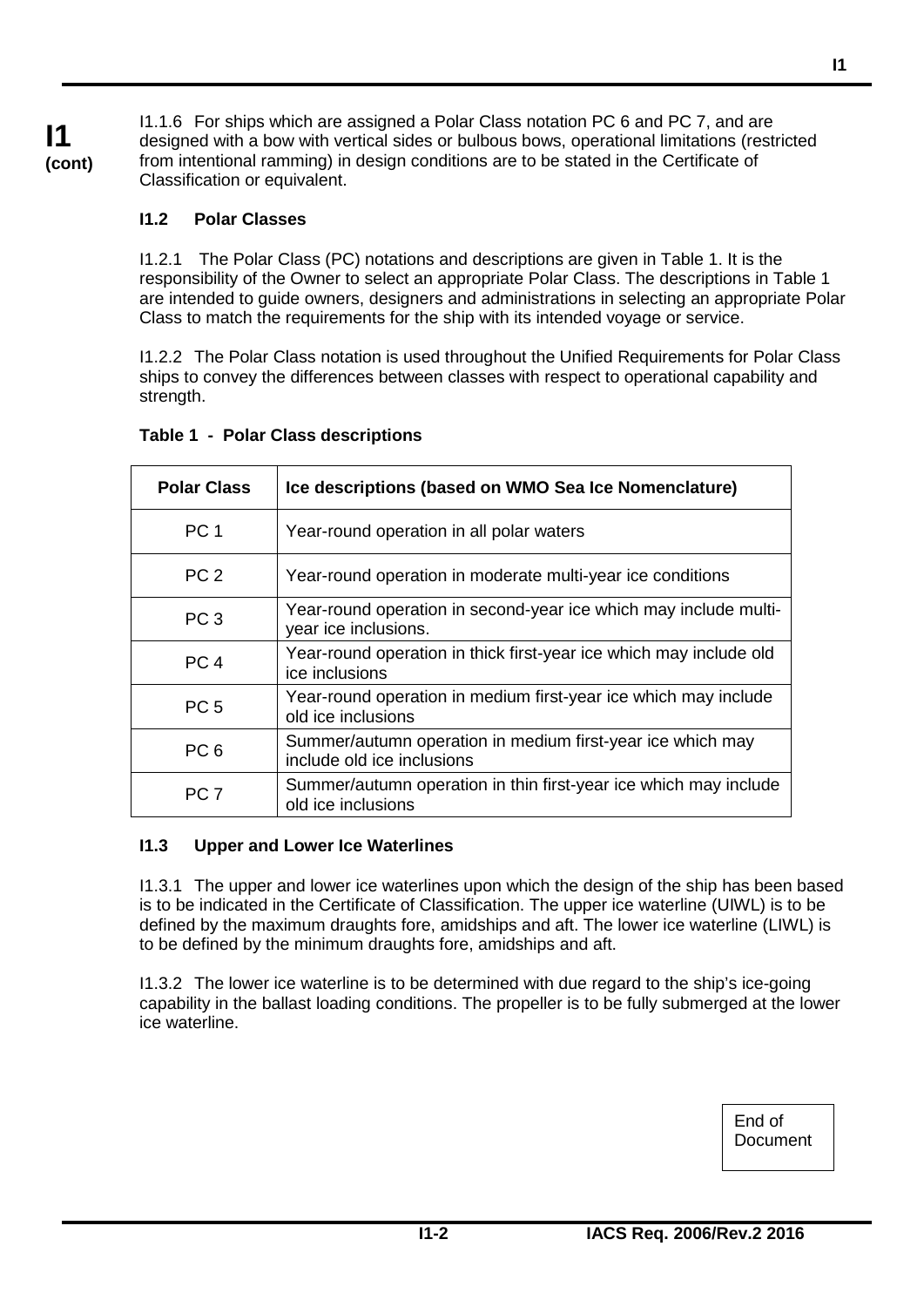I1.1.6 For ships which are assigned a Polar Class notation PC 6 and PC 7, and are designed with a bow with vertical sides or bulbous bows, operational limitations (restricted from intentional ramming) in design conditions are to be stated in the Certificate of Classification or equivalent.

## I1.2 Polar Classes

I1.2.1 The Polar Class (PC) notations and descriptions are given in Table 1. It is the responsibility of the Owner to select an appropriate Polar Class. The descriptions in Table 1 are intended to guide owners, designers and administrations in selecting an appropriate Polar Class to match the requirements for the ship with its intended voyage or service.

I1.2.2 The Polar Class notation is used throughout the Unified Requirements for Polar Class ships to convey the differences between classes with respect to operational capability and strength.

**Table 1 - Polar Class descriptions**

| Polar Class | Ice descriptions (based on WMO Sea Ice Nomenclature) |
|---|---|
| PC 1 | Year-round operation in all polar waters |
| PC 2 | Year-round operation in moderate multi-year ice conditions |
| PC 3 | Year-round operation in second-year ice which may include multi-year ice inclusions. |
| PC 4 | Year-round operation in thick first-year ice which may include old ice inclusions |
| PC 5 | Year-round operation in medium first-year ice which may include old ice inclusions |
| PC 6 | Summer/autumn operation in medium first-year ice which may include old ice inclusions |
| PC 7 | Summer/autumn operation in thin first-year ice which may include old ice inclusions |

## I1.3 Upper and Lower Ice Waterlines

I1.3.1 The upper and lower ice waterlines upon which the design of the ship has been based is to be indicated in the Certificate of Classification. The upper ice waterline (UIWL) is to be defined by the maximum draughts fore, amidships and aft. The lower ice waterline (LIWL) is to be defined by the minimum draughts fore, amidships and aft.

I1.3.2 The lower ice waterline is to be determined with due regard to the ship's ice-going capability in the ballast loading conditions. The propeller is to be fully submerged at the lower ice waterline.

End of Document